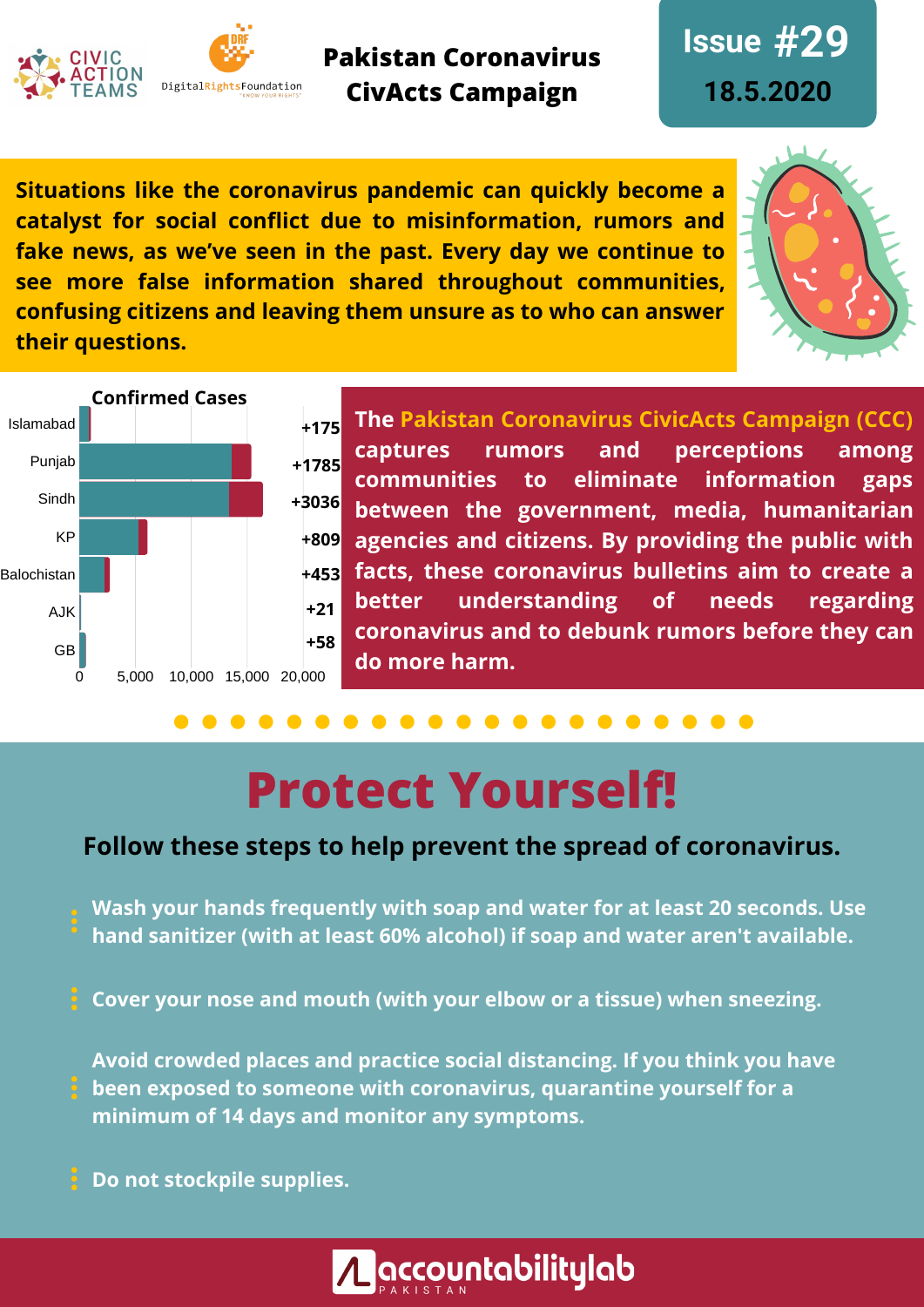CIVIC ACTION TEAMS

Digital Rights Foundation

# Pakistan Coronavirus CivActs Campaign

**Issue #29**

**18.5.2020**

**Situations like the coronavirus pandemic can quickly become a catalyst for social conflict due to misinformation, rumors and fake news, as we've seen in the past. Every day we continue to see more false information shared throughout communities, confusing citizens and leaving them unsure as to who can answer their questions.**

**Confirmed Cases**

| Region | New cases |
|---|---|
| Islamabad | +175 |
| Punjab | +1785 |
| Sindh | +3036 |
| KP | +809 |
| Balochistan | +453 |
| AJK | +21 |
| GB | +58 |

**The Pakistan Coronavirus CivicActs Campaign (CCC) captures rumors and perceptions among communities to eliminate information gaps between the government, media, humanitarian agencies and citizens. By providing the public with facts, these coronavirus bulletins aim to create a better understanding of needs regarding coronavirus and to debunk rumors before they can do more harm.**

# Protect Yourself!

**Follow these steps to help prevent the spread of coronavirus.**

- **Wash your hands frequently with soap and water for at least 20 seconds. Use hand sanitizer (with at least 60% alcohol) if soap and water aren't available.**
- **Cover your nose and mouth (with your elbow or a tissue) when sneezing.**
- **Avoid crowded places and practice social distancing. If you think you have been exposed to someone with coronavirus, quarantine yourself for a minimum of 14 days and monitor any symptoms.**
- **Do not stockpile supplies.**

accountabilitylab PAKISTAN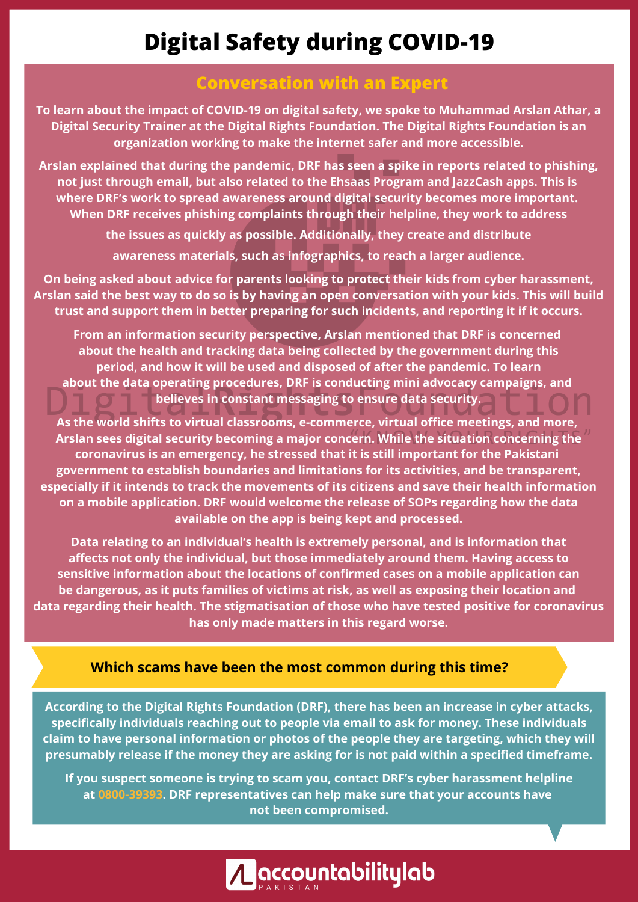# Digital Safety during COVID-19

## Conversation with an Expert

**To learn about the impact of COVID-19 on digital safety, we spoke to Muhammad Arslan Athar, a Digital Security Trainer at the Digital Rights Foundation. The Digital Rights Foundation is an organization working to make the internet safer and more accessible.**

**Arslan explained that during the pandemic, DRF has seen a spike in reports related to phishing, not just through email, but also related to the Ehsaas Program and JazzCash apps. This is where DRF's work to spread awareness around digital security becomes more important. When DRF receives phishing complaints through their helpline, they work to address the issues as quickly as possible. Additionally, they create and distribute awareness materials, such as infographics, to reach a larger audience.**

**On being asked about advice for parents looking to protect their kids from cyber harassment, Arslan said the best way to do so is by having an open conversation with your kids. This will build trust and support them in better preparing for such incidents, and reporting it if it occurs.**

**From an information security perspective, Arslan mentioned that DRF is concerned about the health and tracking data being collected by the government during this period, and how it will be used and disposed of after the pandemic. To learn about the data operating procedures, DRF is conducting mini advocacy campaigns, and believes in constant messaging to ensure data security.**

**As the world shifts to virtual classrooms, e-commerce, virtual office meetings, and more, Arslan sees digital security becoming a major concern. While the situation concerning the coronavirus is an emergency, he stressed that it is still important for the Pakistani government to establish boundaries and limitations for its activities, and be transparent, especially if it intends to track the movements of its citizens and save their health information on a mobile application. DRF would welcome the release of SOPs regarding how the data available on the app is being kept and processed.**

**Data relating to an individual's health is extremely personal, and is information that affects not only the individual, but those immediately around them. Having access to sensitive information about the locations of confirmed cases on a mobile application can be dangerous, as it puts families of victims at risk, as well as exposing their location and data regarding their health. The stigmatisation of those who have tested positive for coronavirus has only made matters in this regard worse.**

### Which scams have been the most common during this time?

**According to the Digital Rights Foundation (DRF), there has been an increase in cyber attacks, specifically individuals reaching out to people via email to ask for money. These individuals claim to have personal information or photos of the people they are targeting, which they will presumably release if the money they are asking for is not paid within a specified timeframe.**

**If you suspect someone is trying to scam you, contact DRF's cyber harassment helpline at 0800-39393. DRF representatives can help make sure that your accounts have not been compromised.**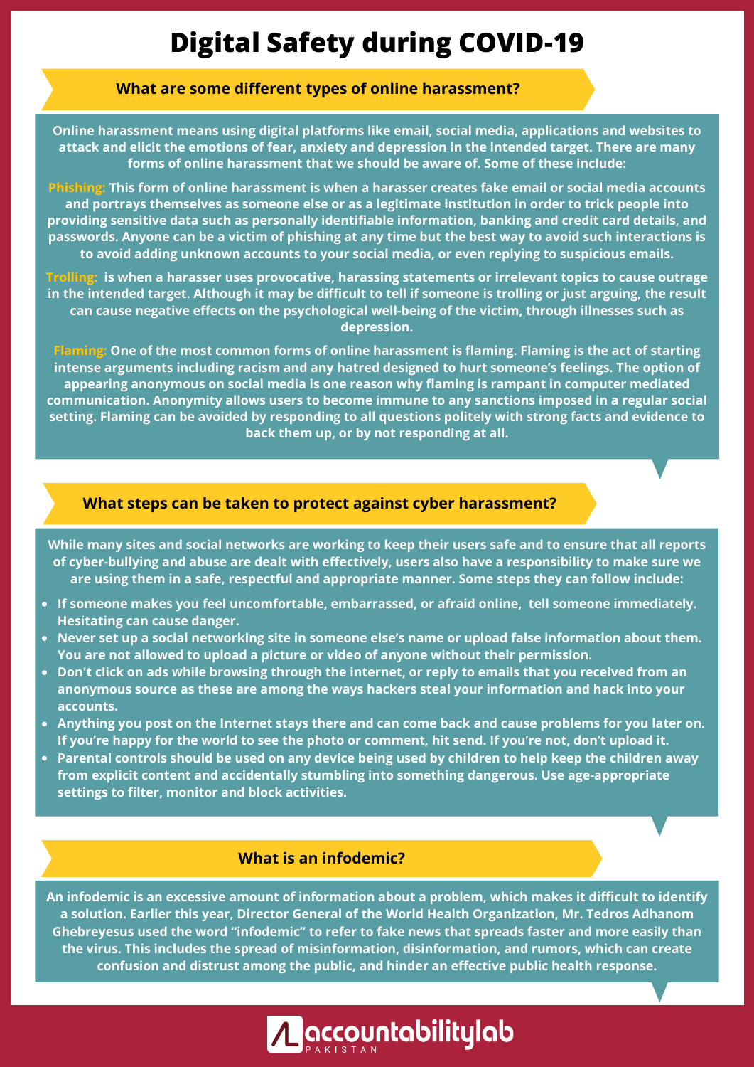# Digital Safety during COVID-19

## What are some different types of online harassment?

Online harassment means using digital platforms like email, social media, applications and websites to attack and elicit the emotions of fear, anxiety and depression in the intended target. There are many forms of online harassment that we should be aware of. Some of these include:

**Phishing:** This form of online harassment is when a harasser creates fake email or social media accounts and portrays themselves as someone else or as a legitimate institution in order to trick people into providing sensitive data such as personally identifiable information, banking and credit card details, and passwords. Anyone can be a victim of phishing at any time but the best way to avoid such interactions is to avoid adding unknown accounts to your social media, or even replying to suspicious emails.

**Trolling:** is when a harasser uses provocative, harassing statements or irrelevant topics to cause outrage in the intended target. Although it may be difficult to tell if someone is trolling or just arguing, the result can cause negative effects on the psychological well-being of the victim, through illnesses such as depression.

**Flaming:** One of the most common forms of online harassment is flaming. Flaming is the act of starting intense arguments including racism and any hatred designed to hurt someone's feelings. The option of appearing anonymous on social media is one reason why flaming is rampant in computer mediated communication. Anonymity allows users to become immune to any sanctions imposed in a regular social setting. Flaming can be avoided by responding to all questions politely with strong facts and evidence to back them up, or by not responding at all.

## What steps can be taken to protect against cyber harassment?

While many sites and social networks are working to keep their users safe and to ensure that all reports of cyber-bullying and abuse are dealt with effectively, users also have a responsibility to make sure we are using them in a safe, respectful and appropriate manner. Some steps they can follow include:

- If someone makes you feel uncomfortable, embarrassed, or afraid online, tell someone immediately. Hesitating can cause danger.
- Never set up a social networking site in someone else's name or upload false information about them. You are not allowed to upload a picture or video of anyone without their permission.
- Don't click on ads while browsing through the internet, or reply to emails that you received from an anonymous source as these are among the ways hackers steal your information and hack into your accounts.
- Anything you post on the Internet stays there and can come back and cause problems for you later on. If you're happy for the world to see the photo or comment, hit send. If you're not, don't upload it.
- Parental controls should be used on any device being used by children to help keep the children away from explicit content and accidentally stumbling into something dangerous. Use age-appropriate settings to filter, monitor and block activities.

## What is an infodemic?

An infodemic is an excessive amount of information about a problem, which makes it difficult to identify a solution. Earlier this year, Director General of the World Health Organization, Mr. Tedros Adhanom Ghebreyesus used the word "infodemic" to refer to fake news that spreads faster and more easily than the virus. This includes the spread of misinformation, disinformation, and rumors, which can create confusion and distrust among the public, and hinder an effective public health response.

accountabilitylab PAKISTAN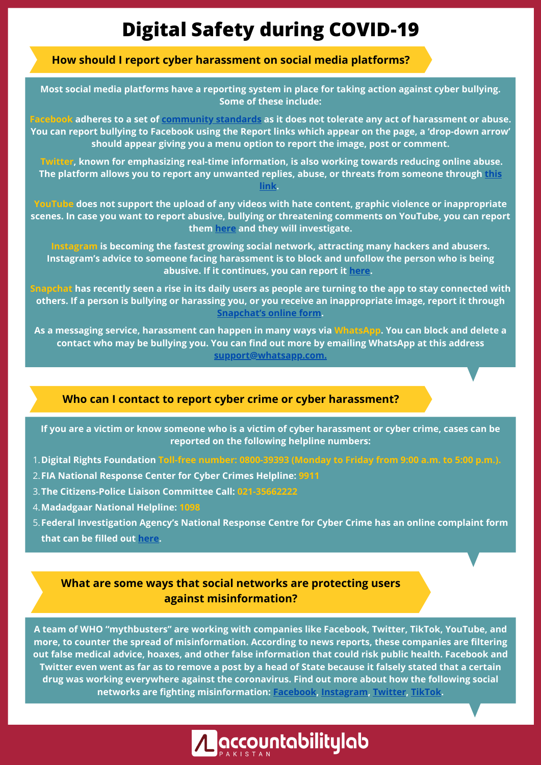# Digital Safety during COVID-19

## How should I report cyber harassment on social media platforms?

**Most social media platforms have a reporting system in place for taking action against cyber bullying. Some of these include:**

**Facebook adheres to a set of community standards as it does not tolerate any act of harassment or abuse. You can report bullying to Facebook using the Report links which appear on the page, a 'drop-down arrow' should appear giving you a menu option to report the image, post or comment.**

**Twitter, known for emphasizing real-time information, is also working towards reducing online abuse. The platform allows you to report any unwanted replies, abuse, or threats from someone through this link.**

**YouTube does not support the upload of any videos with hate content, graphic violence or inappropriate scenes. In case you want to report abusive, bullying or threatening comments on YouTube, you can report them here and they will investigate.**

**Instagram is becoming the fastest growing social network, attracting many hackers and abusers. Instagram's advice to someone facing harassment is to block and unfollow the person who is being abusive. If it continues, you can report it here.**

**Snapchat has recently seen a rise in its daily users as people are turning to the app to stay connected with others. If a person is bullying or harassing you, or you receive an inappropriate image, report it through Snapchat's online form.**

**As a messaging service, harassment can happen in many ways via WhatsApp. You can block and delete a contact who may be bullying you. You can find out more by emailing WhatsApp at this address support@whatsapp.com.**

## Who can I contact to report cyber crime or cyber harassment?

**If you are a victim or know someone who is a victim of cyber harassment or cyber crime, cases can be reported on the following helpline numbers:**

1. **Digital Rights Foundation** Toll-free number: 0800-39393 (Monday to Friday from 9:00 a.m. to 5:00 p.m.).
2. **FIA National Response Center for Cyber Crimes Helpline:** 9911
3. **The Citizens-Police Liaison Committee Call:** 021-35662222
4. **Madadgaar National Helpline:** 1098
5. **Federal Investigation Agency's National Response Centre for Cyber Crime has an online complaint form that can be filled out here.**

## What are some ways that social networks are protecting users against misinformation?

**A team of WHO "mythbusters" are working with companies like Facebook, Twitter, TikTok, YouTube, and more, to counter the spread of misinformation. According to news reports, these companies are filtering out false medical advice, hoaxes, and other false information that could risk public health. Facebook and Twitter even went as far as to remove a post by a head of State because it falsely stated that a certain drug was working everywhere against the coronavirus. Find out more about how the following social networks are fighting misinformation: Facebook, Instagram, Twitter, TikTok.**

accountabilitylab PAKISTAN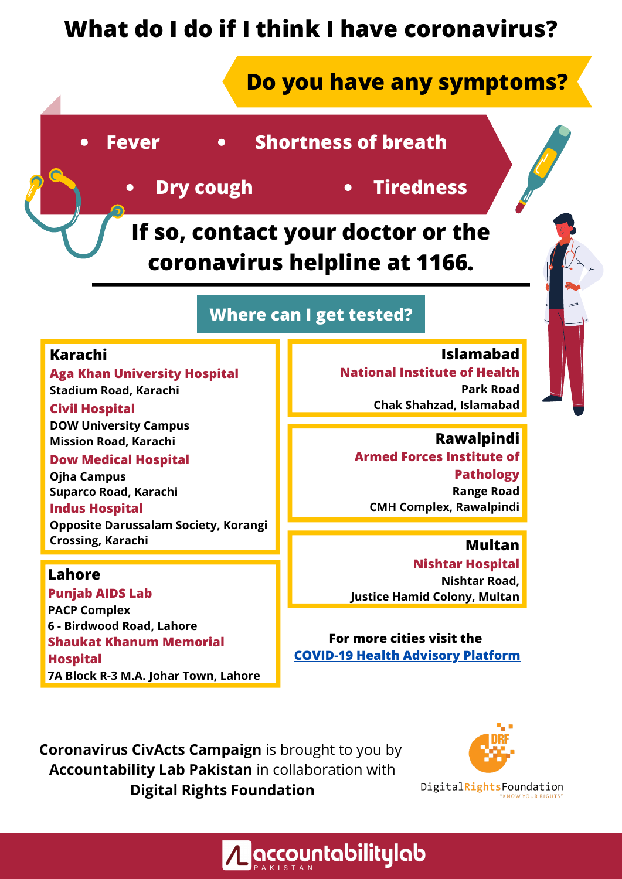# What do I do if I think I have coronavirus?

## Do you have any symptoms?

- Fever
- Shortness of breath
- Dry cough
- Tiredness

**If so, contact your doctor or the coronavirus helpline at 1166.**

## Where can I get tested?

### Karachi

**Aga Khan University Hospital**
Stadium Road, Karachi

**Civil Hospital**
DOW University Campus
Mission Road, Karachi

**Dow Medical Hospital**
Ojha Campus
Suparco Road, Karachi

**Indus Hospital**
Opposite Darussalam Society, Korangi Crossing, Karachi

### Lahore

**Punjab AIDS Lab**
PACP Complex
6 - Birdwood Road, Lahore

**Shaukat Khanum Memorial Hospital**
7A Block R-3 M.A. Johar Town, Lahore

### Islamabad

**National Institute of Health**
Park Road
Chak Shahzad, Islamabad

### Rawalpindi

**Armed Forces Institute of Pathology**
Range Road
CMH Complex, Rawalpindi

### Multan

**Nishtar Hospital**
Nishtar Road,
Justice Hamid Colony, Multan

**For more cities visit the** [COVID-19 Health Advisory Platform](COVID-19 Health Advisory Platform)

**Coronavirus CivActs Campaign** is brought to you by **Accountability Lab Pakistan** in collaboration with **Digital Rights Foundation**

DigitalRightsFoundation "KNOW YOUR RIGHTS"

accountabilitylab PAKISTAN